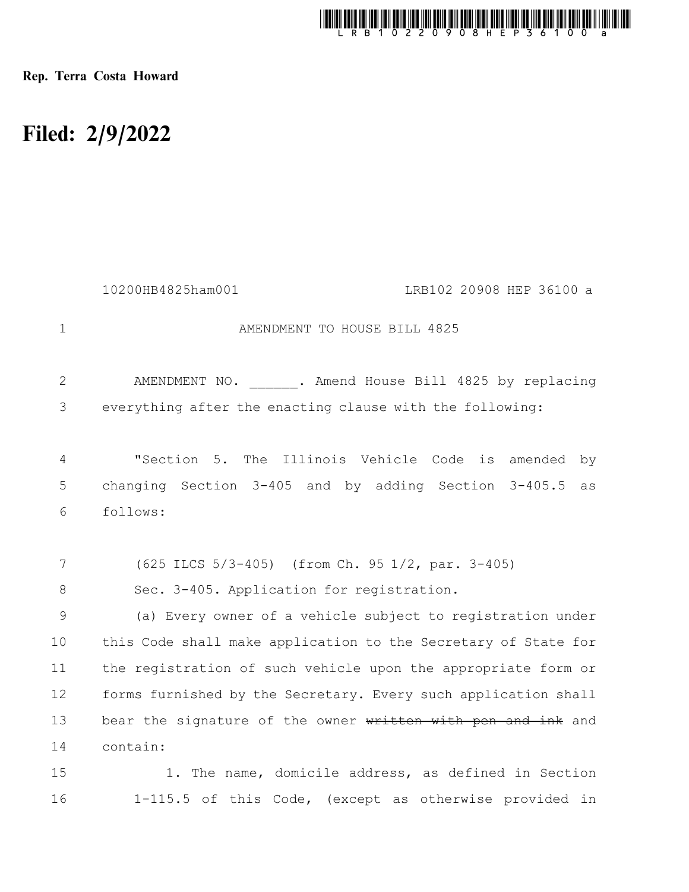Rep. Terra Costa Howard

# Filed: 2/9/2022

10200HB4825ham001 LRB102 20908 HEP 36100 a

AMENDMENT TO HOUSE BILL 4825

AMENDMENT NO. ______. Amend House Bill 4825 by replacing everything after the enacting clause with the following:

"Section 5. The Illinois Vehicle Code is amended by changing Section 3-405 and by adding Section 3-405.5 as follows:

(625 ILCS 5/3-405) (from Ch. 95 1/2, par. 3-405)

Sec. 3-405. Application for registration.

(a) Every owner of a vehicle subject to registration under this Code shall make application to the Secretary of State for the registration of such vehicle upon the appropriate form or forms furnished by the Secretary. Every such application shall bear the signature of the owner ~~written with pen and ink~~ and contain:

1. The name, domicile address, as defined in Section 1-115.5 of this Code, (except as otherwise provided in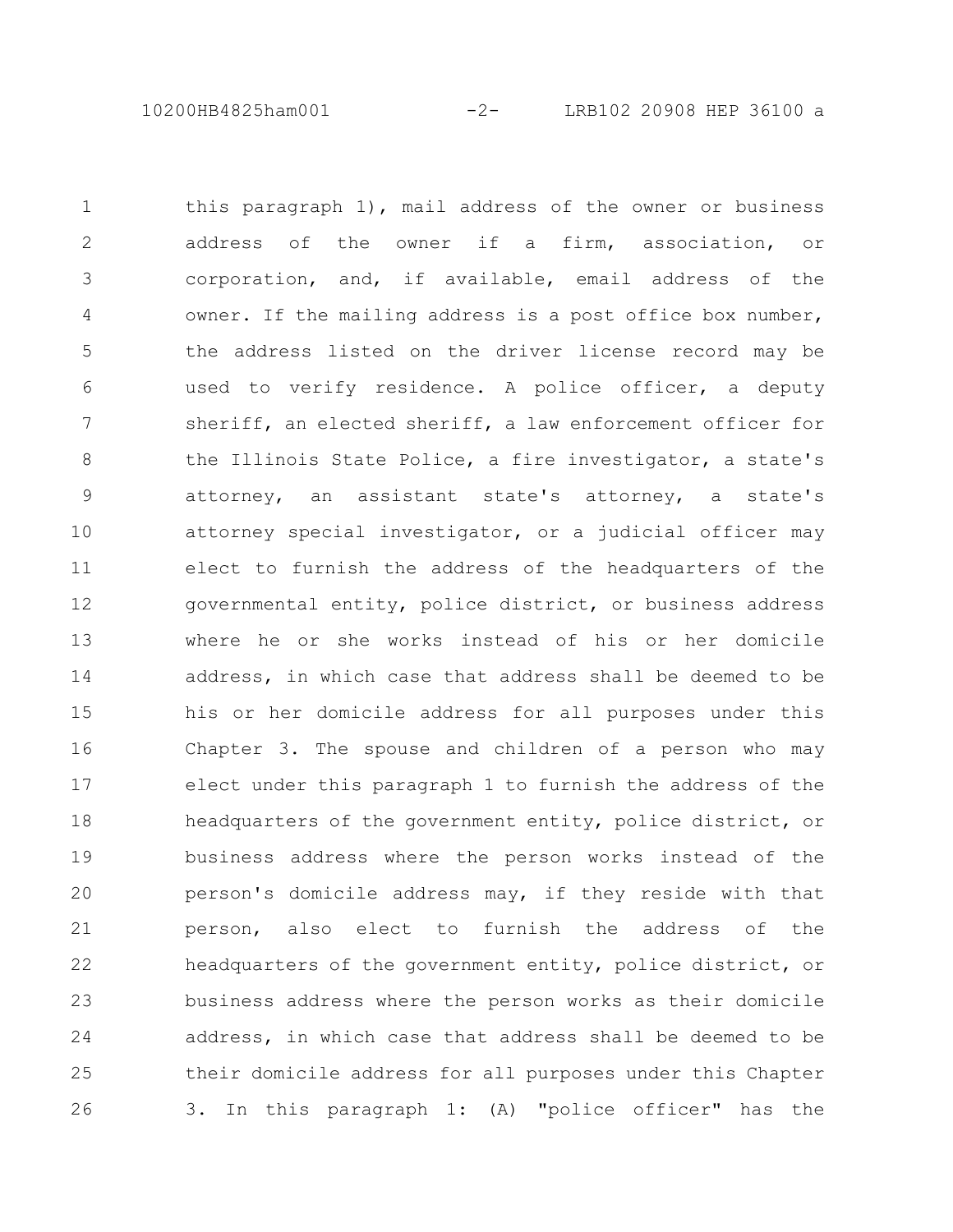this paragraph 1), mail address of the owner or business address of the owner if a firm, association, or corporation, and, if available, email address of the owner. If the mailing address is a post office box number, the address listed on the driver license record may be used to verify residence. A police officer, a deputy sheriff, an elected sheriff, a law enforcement officer for the Illinois State Police, a fire investigator, a state's attorney, an assistant state's attorney, a state's attorney special investigator, or a judicial officer may elect to furnish the address of the headquarters of the governmental entity, police district, or business address where he or she works instead of his or her domicile address, in which case that address shall be deemed to be his or her domicile address for all purposes under this Chapter 3. The spouse and children of a person who may elect under this paragraph 1 to furnish the address of the headquarters of the government entity, police district, or business address where the person works instead of the person's domicile address may, if they reside with that person, also elect to furnish the address of the headquarters of the government entity, police district, or business address where the person works as their domicile address, in which case that address shall be deemed to be their domicile address for all purposes under this Chapter 3. In this paragraph 1: (A) "police officer" has the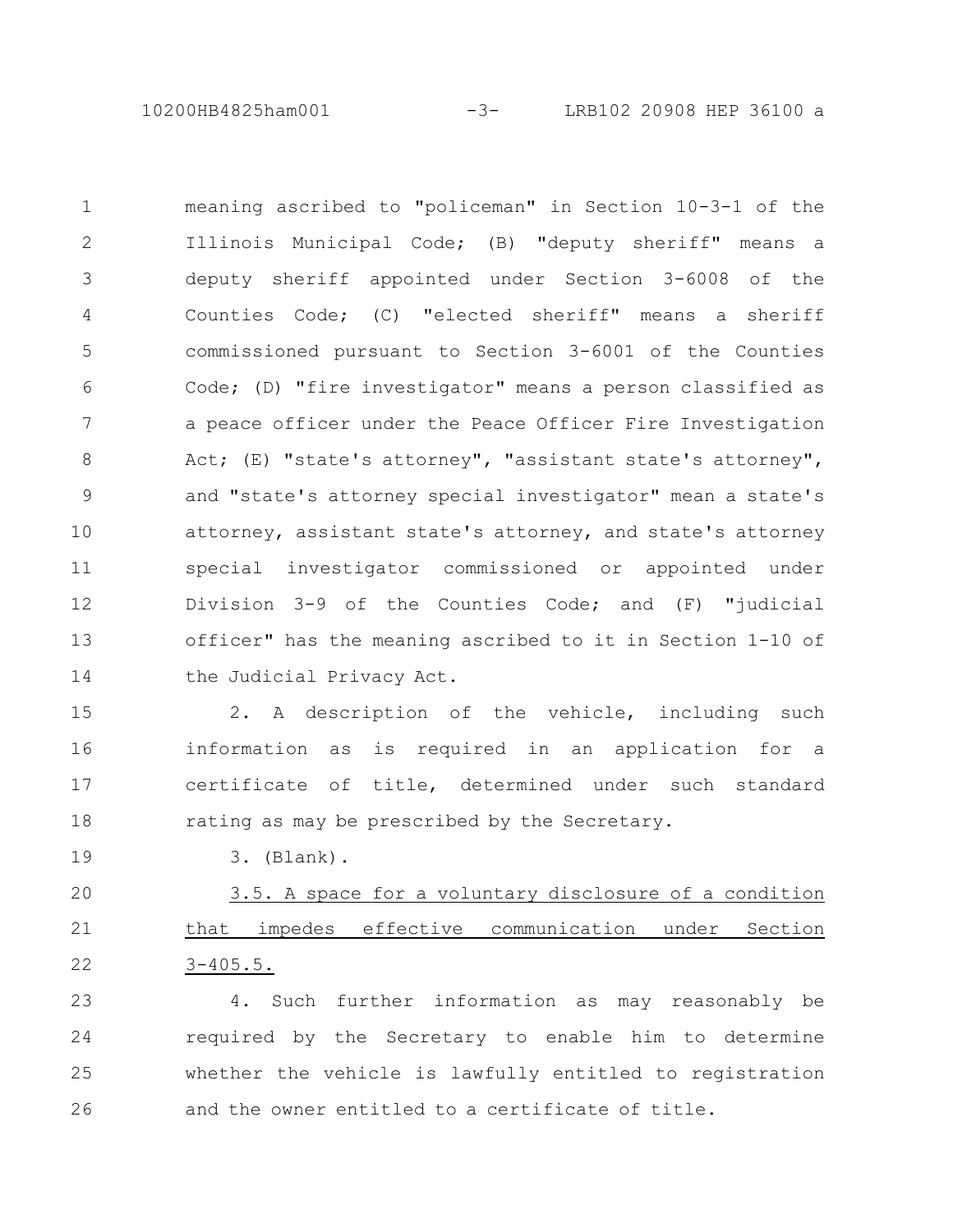meaning ascribed to "policeman" in Section 10-3-1 of the Illinois Municipal Code; (B) "deputy sheriff" means a deputy sheriff appointed under Section 3-6008 of the Counties Code; (C) "elected sheriff" means a sheriff commissioned pursuant to Section 3-6001 of the Counties Code; (D) "fire investigator" means a person classified as a peace officer under the Peace Officer Fire Investigation Act; (E) "state's attorney", "assistant state's attorney", and "state's attorney special investigator" mean a state's attorney, assistant state's attorney, and state's attorney special investigator commissioned or appointed under Division 3-9 of the Counties Code; and (F) "judicial officer" has the meaning ascribed to it in Section 1-10 of the Judicial Privacy Act.

2. A description of the vehicle, including such information as is required in an application for a certificate of title, determined under such standard rating as may be prescribed by the Secretary.

3. (Blank).

3.5. A space for a voluntary disclosure of a condition that impedes effective communication under Section 3-405.5.

4. Such further information as may reasonably be required by the Secretary to enable him to determine whether the vehicle is lawfully entitled to registration and the owner entitled to a certificate of title.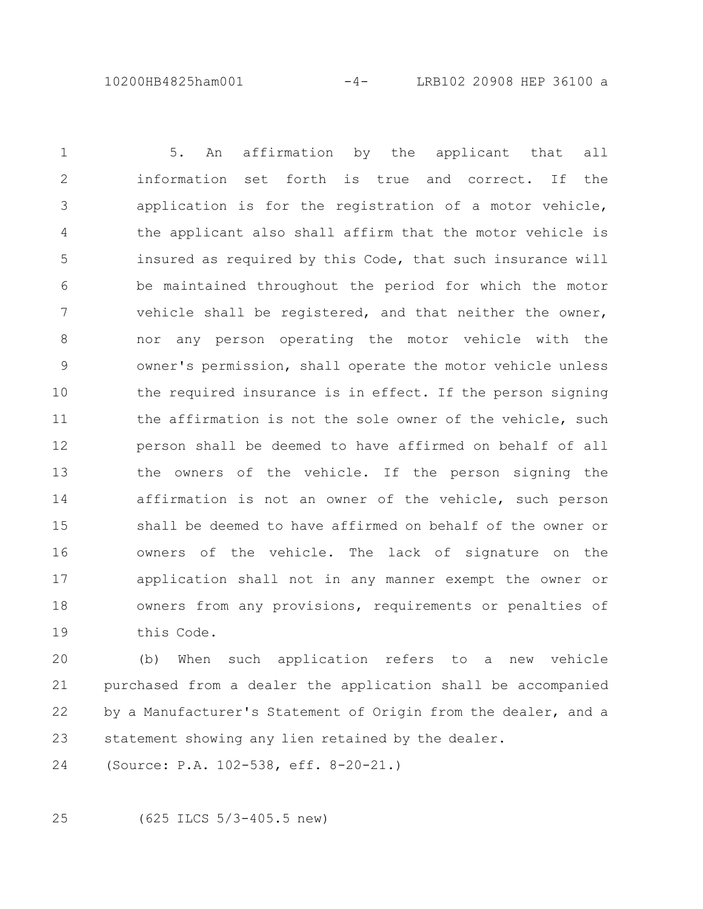5. An affirmation by the applicant that all information set forth is true and correct. If the application is for the registration of a motor vehicle, the applicant also shall affirm that the motor vehicle is insured as required by this Code, that such insurance will be maintained throughout the period for which the motor vehicle shall be registered, and that neither the owner, nor any person operating the motor vehicle with the owner's permission, shall operate the motor vehicle unless the required insurance is in effect. If the person signing the affirmation is not the sole owner of the vehicle, such person shall be deemed to have affirmed on behalf of all the owners of the vehicle. If the person signing the affirmation is not an owner of the vehicle, such person shall be deemed to have affirmed on behalf of the owner or owners of the vehicle. The lack of signature on the application shall not in any manner exempt the owner or owners from any provisions, requirements or penalties of this Code.

(b) When such application refers to a new vehicle purchased from a dealer the application shall be accompanied by a Manufacturer's Statement of Origin from the dealer, and a statement showing any lien retained by the dealer.

(Source: P.A. 102-538, eff. 8-20-21.)

(625 ILCS 5/3-405.5 new)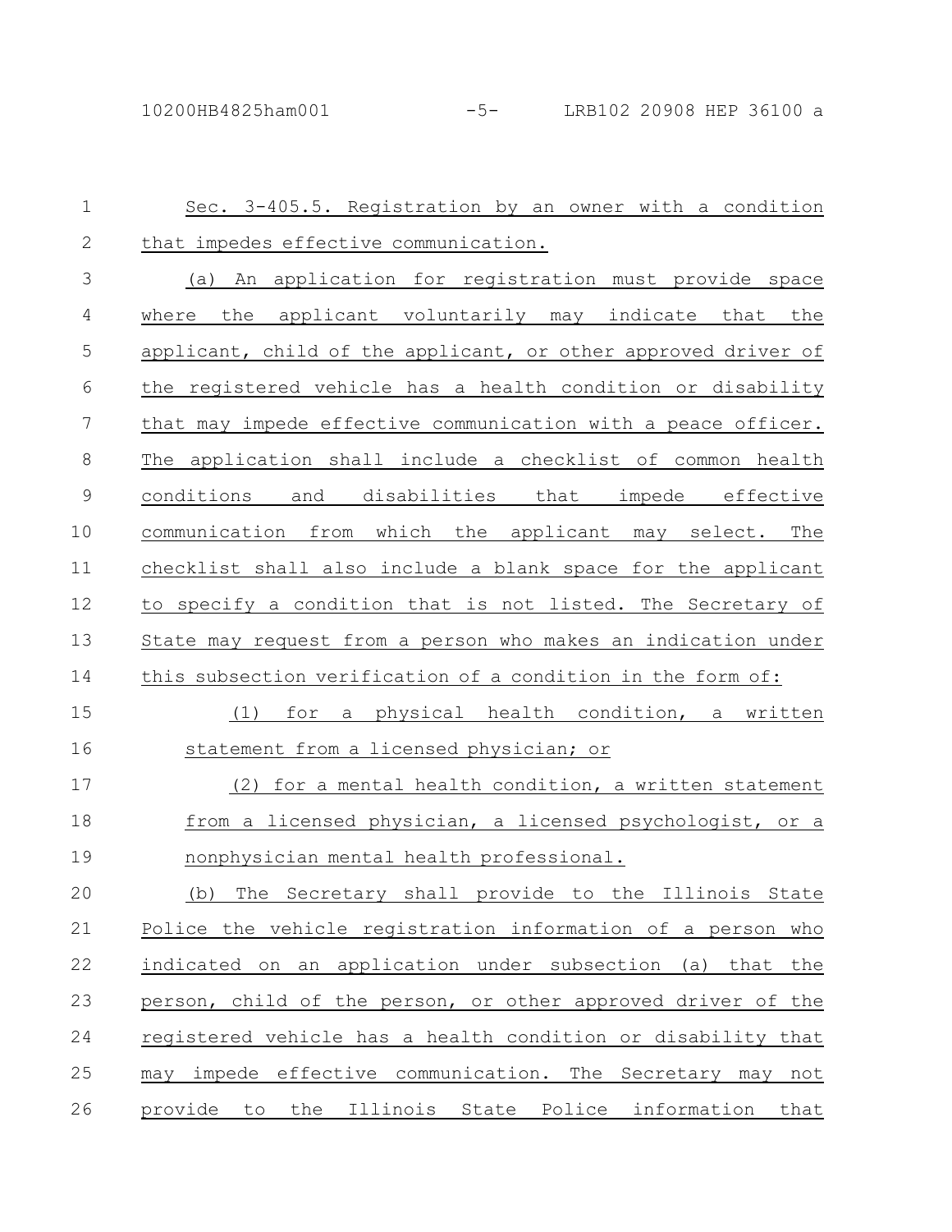Sec. 3-405.5. Registration by an owner with a condition that impedes effective communication.

(a) An application for registration must provide space where the applicant voluntarily may indicate that the applicant, child of the applicant, or other approved driver of the registered vehicle has a health condition or disability that may impede effective communication with a peace officer. The application shall include a checklist of common health conditions and disabilities that impede effective communication from which the applicant may select. The checklist shall also include a blank space for the applicant to specify a condition that is not listed. The Secretary of State may request from a person who makes an indication under this subsection verification of a condition in the form of:

(1) for a physical health condition, a written statement from a licensed physician; or

(2) for a mental health condition, a written statement from a licensed physician, a licensed psychologist, or a nonphysician mental health professional.

(b) The Secretary shall provide to the Illinois State Police the vehicle registration information of a person who indicated on an application under subsection (a) that the person, child of the person, or other approved driver of the registered vehicle has a health condition or disability that may impede effective communication. The Secretary may not provide to the Illinois State Police information that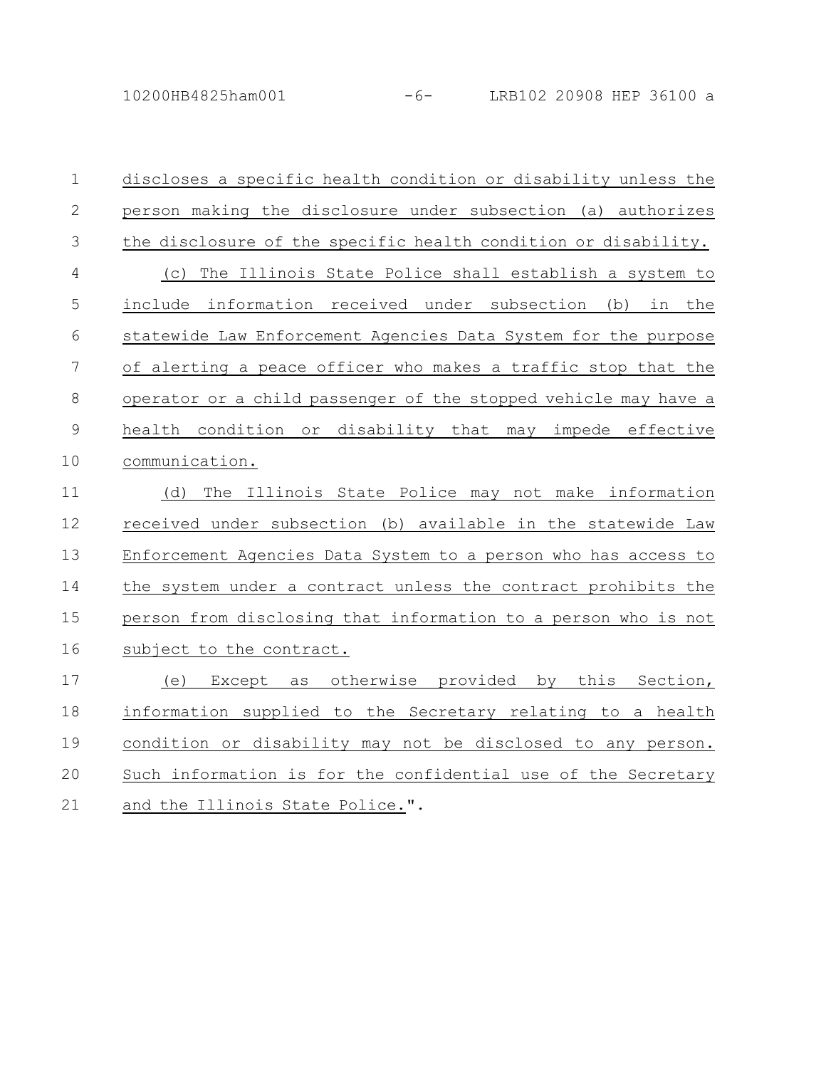discloses a specific health condition or disability unless the person making the disclosure under subsection (a) authorizes the disclosure of the specific health condition or disability.

(c) The Illinois State Police shall establish a system to include information received under subsection (b) in the statewide Law Enforcement Agencies Data System for the purpose of alerting a peace officer who makes a traffic stop that the operator or a child passenger of the stopped vehicle may have a health condition or disability that may impede effective communication.

(d) The Illinois State Police may not make information received under subsection (b) available in the statewide Law Enforcement Agencies Data System to a person who has access to the system under a contract unless the contract prohibits the person from disclosing that information to a person who is not subject to the contract.

(e) Except as otherwise provided by this Section, information supplied to the Secretary relating to a health condition or disability may not be disclosed to any person. Such information is for the confidential use of the Secretary and the Illinois State Police.".